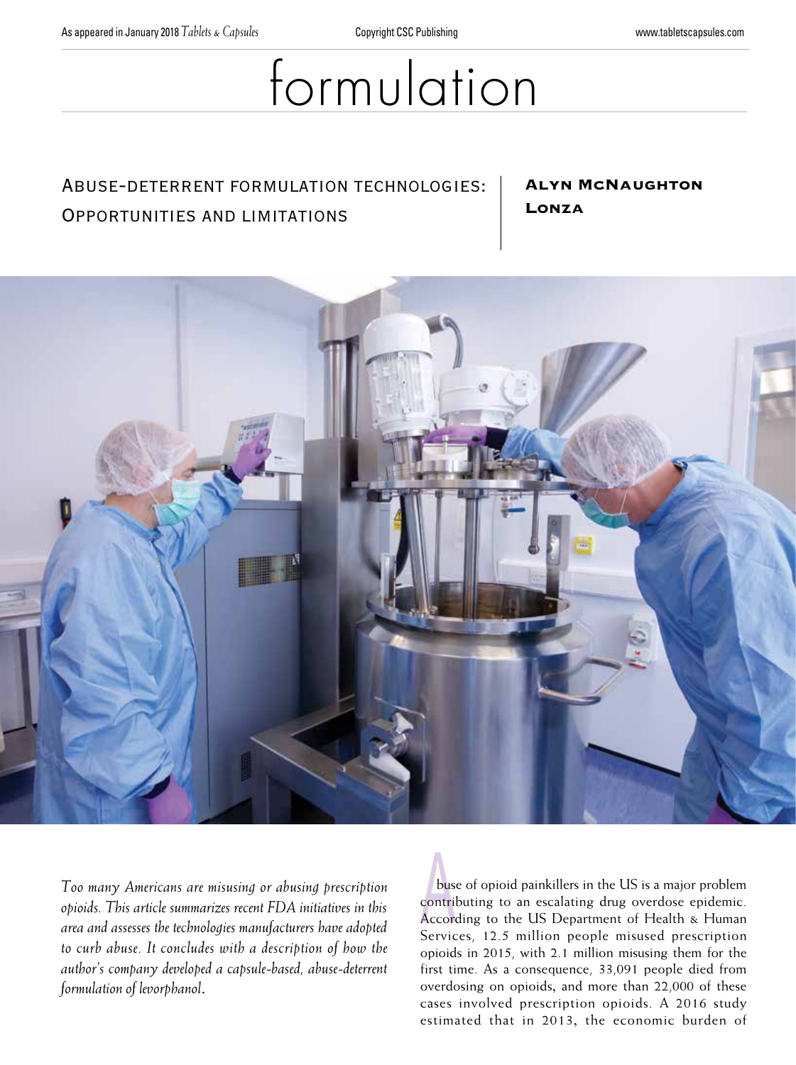# formulation

## Abuse-deterrent formulation technologies: Opportunities and limitations

**Alyn McNaughton**
**Lonza**

*Too many Americans are misusing or abusing prescription opioids. This article summarizes recent FDA initiatives in this area and assesses the technologies manufacturers have adopted to curb abuse. It concludes with a description of how the author's company developed a capsule-based, abuse-deterrent formulation of levorphanol.*

Abuse of opioid painkillers in the US is a major problem contributing to an escalating drug overdose epidemic. According to the US Department of Health & Human Services, 12.5 million people misused prescription opioids in 2015, with 2.1 million misusing them for the first time. As a consequence, 33,091 people died from overdosing on opioids, and more than 22,000 of these cases involved prescription opioids. A 2016 study estimated that in 2013, the economic burden of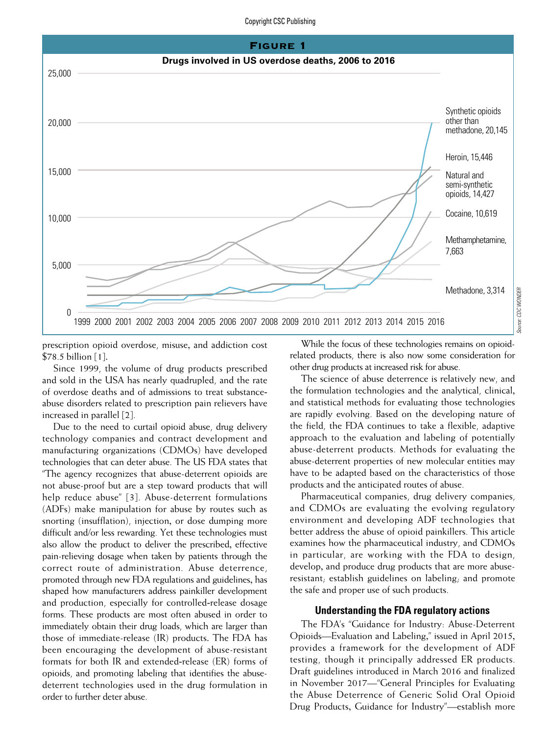**Figure 1**

**Drugs involved in US overdose deaths, 2006 to 2016**

Synthetic opioids other than methadone, 20,145

Heroin, 15,446

Natural and semi-synthetic opioids, 14,427

Cocaine, 10,619

Methamphetamine, 7,663

Methadone, 3,314

Source: CDC WONDER

prescription opioid overdose, misuse, and addiction cost $78.5 billion [1].

Since 1999, the volume of drug products prescribed and sold in the USA has nearly quadrupled, and the rate of overdose deaths and of admissions to treat substance-abuse disorders related to prescription pain relievers have increased in parallel [2].

Due to the need to curtail opioid abuse, drug delivery technology companies and contract development and manufacturing organizations (CDMOs) have developed technologies that can deter abuse. The US FDA states that "The agency recognizes that abuse-deterrent opioids are not abuse-proof but are a step toward products that will help reduce abuse" [3]. Abuse-deterrent formulations (ADFs) make manipulation for abuse by routes such as snorting (insufflation), injection, or dose dumping more difficult and/or less rewarding. Yet these technologies must also allow the product to deliver the prescribed, effective pain-relieving dosage when taken by patients through the correct route of administration. Abuse deterrence, promoted through new FDA regulations and guidelines, has shaped how manufacturers address painkiller development and production, especially for controlled-release dosage forms. These products are most often abused in order to immediately obtain their drug loads, which are larger than those of immediate-release (IR) products. The FDA has been encouraging the development of abuse-resistant formats for both IR and extended-release (ER) forms of opioids, and promoting labeling that identifies the abuse-deterrent technologies used in the drug formulation in order to further deter abuse.

While the focus of these technologies remains on opioid-related products, there is also now some consideration for other drug products at increased risk for abuse.

The science of abuse deterrence is relatively new, and the formulation technologies and the analytical, clinical, and statistical methods for evaluating those technologies are rapidly evolving. Based on the developing nature of the field, the FDA continues to take a flexible, adaptive approach to the evaluation and labeling of potentially abuse-deterrent products. Methods for evaluating the abuse-deterrent properties of new molecular entities may have to be adapted based on the characteristics of those products and the anticipated routes of abuse.

Pharmaceutical companies, drug delivery companies, and CDMOs are evaluating the evolving regulatory environment and developing ADF technologies that better address the abuse of opioid painkillers. This article examines how the pharmaceutical industry, and CDMOs in particular, are working with the FDA to design, develop, and produce drug products that are more abuse-resistant; establish guidelines on labeling; and promote the safe and proper use of such products.

## Understanding the FDA regulatory actions

The FDA's "Guidance for Industry: Abuse-Deterrent Opioids—Evaluation and Labeling," issued in April 2015, provides a framework for the development of ADF testing, though it principally addressed ER products. Draft guidelines introduced in March 2016 and finalized in November 2017—"General Principles for Evaluating the Abuse Deterrence of Generic Solid Oral Opioid Drug Products, Guidance for Industry"—establish more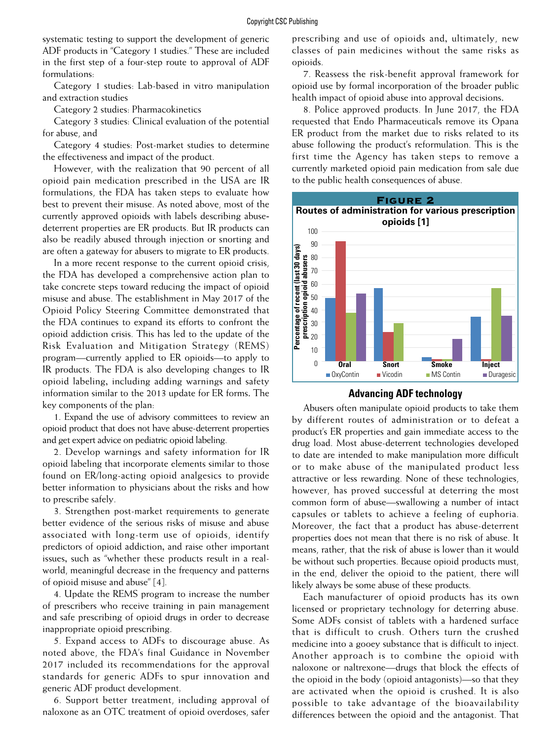systematic testing to support the development of generic ADF products in "Category 1 studies." These are included in the first step of a four-step route to approval of ADF formulations:

Category 1 studies: Lab-based in vitro manipulation and extraction studies

Category 2 studies: Pharmacokinetics

Category 3 studies: Clinical evaluation of the potential for abuse, and

Category 4 studies: Post-market studies to determine the effectiveness and impact of the product.

However, with the realization that 90 percent of all opioid pain medication prescribed in the USA are IR formulations, the FDA has taken steps to evaluate how best to prevent their misuse. As noted above, most of the currently approved opioids with labels describing abuse-deterrent properties are ER products. But IR products can also be readily abused through injection or snorting and are often a gateway for abusers to migrate to ER products.

In a more recent response to the current opioid crisis, the FDA has developed a comprehensive action plan to take concrete steps toward reducing the impact of opioid misuse and abuse. The establishment in May 2017 of the Opioid Policy Steering Committee demonstrated that the FDA continues to expand its efforts to confront the opioid addiction crisis. This has led to the update of the Risk Evaluation and Mitigation Strategy (REMS) program—currently applied to ER opioids—to apply to IR products. The FDA is also developing changes to IR opioid labeling, including adding warnings and safety information similar to the 2013 update for ER forms. The key components of the plan:

1. Expand the use of advisory committees to review an opioid product that does not have abuse-deterrent properties and get expert advice on pediatric opioid labeling.

2. Develop warnings and safety information for IR opioid labeling that incorporate elements similar to those found on ER/long-acting opioid analgesics to provide better information to physicians about the risks and how to prescribe safely.

3. Strengthen post-market requirements to generate better evidence of the serious risks of misuse and abuse associated with long-term use of opioids, identify predictors of opioid addiction, and raise other important issues, such as "whether these products result in a real-world, meaningful decrease in the frequency and patterns of opioid misuse and abuse" [4].

4. Update the REMS program to increase the number of prescribers who receive training in pain management and safe prescribing of opioid drugs in order to decrease inappropriate opioid prescribing.

5. Expand access to ADFs to discourage abuse. As noted above, the FDA's final Guidance in November 2017 included its recommendations for the approval standards for generic ADFs to spur innovation and generic ADF product development.

6. Support better treatment, including approval of naloxone as an OTC treatment of opioid overdoses, safer prescribing and use of opioids and, ultimately, new classes of pain medicines without the same risks as opioids.

7. Reassess the risk-benefit approval framework for opioid use by formal incorporation of the broader public health impact of opioid abuse into approval decisions.

8. Police approved products. In June 2017, the FDA requested that Endo Pharmaceuticals remove its Opana ER product from the market due to risks related to its abuse following the product's reformulation. This is the first time the Agency has taken steps to remove a currently marketed opioid pain medication from sale due to the public health consequences of abuse.

**Figure 2**

**Routes of administration for various prescription opioids [1]**

| Route | OxyContin | Vicodin | MS Contin | Duragesic |
|---|---|---|---|---|
| Oral | 49 | 92 | 37 | 52 |
| Snort | 56 | 22 | 29 | |
| Smoke | 3 | 1 | 1 | 17 |
| Inject | 34 | 1 | 56 | 35 |

Y-axis: Percentage of recent (last 30 days) prescription opioid abusers

## Advancing ADF technology

Abusers often manipulate opioid products to take them by different routes of administration or to defeat a product's ER properties and gain immediate access to the drug load. Most abuse-deterrent technologies developed to date are intended to make manipulation more difficult or to make abuse of the manipulated product less attractive or less rewarding. None of these technologies, however, has proved successful at deterring the most common form of abuse—swallowing a number of intact capsules or tablets to achieve a feeling of euphoria. Moreover, the fact that a product has abuse-deterrent properties does not mean that there is no risk of abuse. It means, rather, that the risk of abuse is lower than it would be without such properties. Because opioid products must, in the end, deliver the opioid to the patient, there will likely always be some abuse of these products.

Each manufacturer of opioid products has its own licensed or proprietary technology for deterring abuse. Some ADFs consist of tablets with a hardened surface that is difficult to crush. Others turn the crushed medicine into a gooey substance that is difficult to inject. Another approach is to combine the opioid with naloxone or naltrexone—drugs that block the effects of the opioid in the body (opioid antagonists)—so that they are activated when the opioid is crushed. It is also possible to take advantage of the bioavailability differences between the opioid and the antagonist. That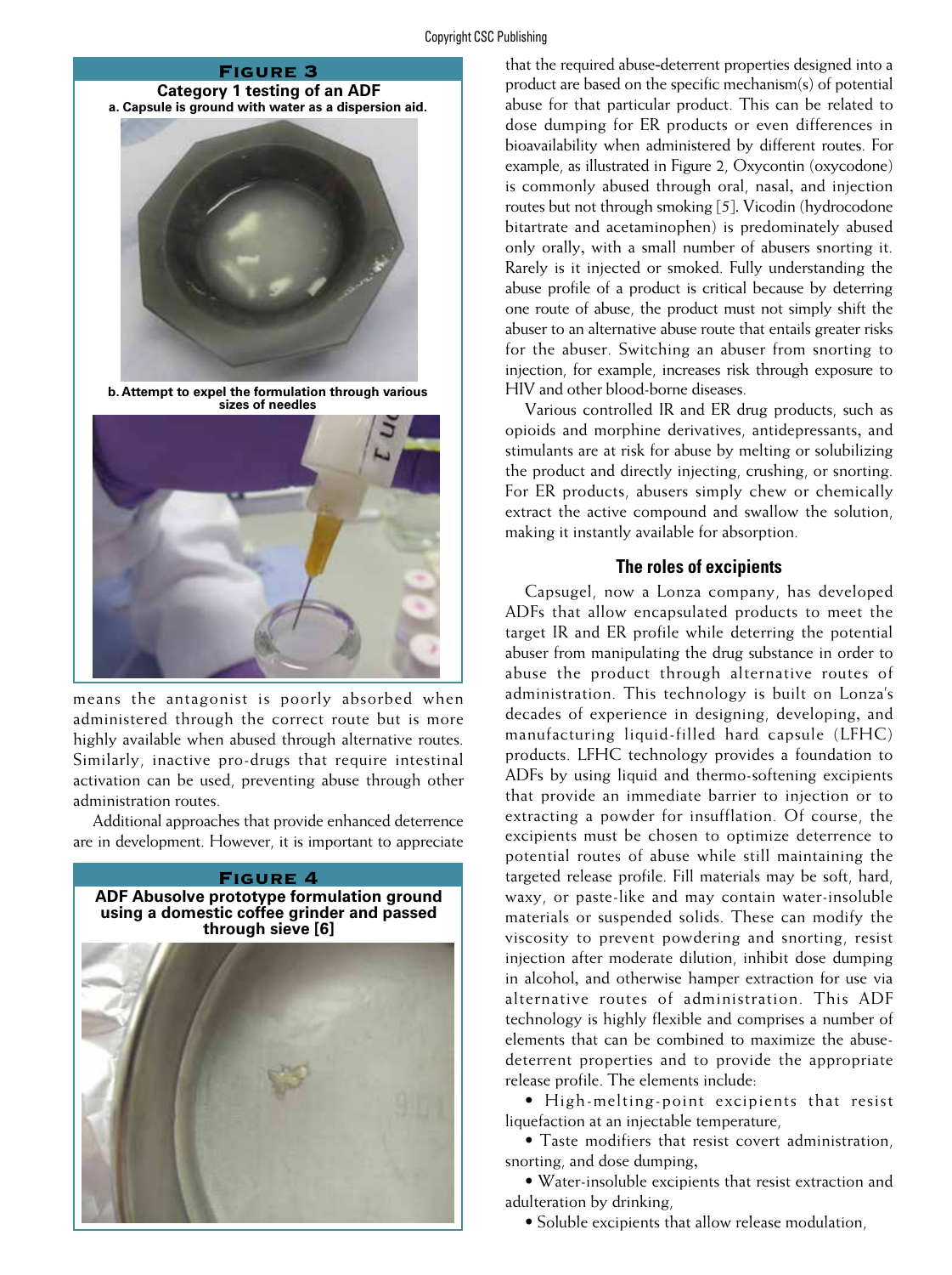**Figure 3**

**Category 1 testing of an ADF**

**a. Capsule is ground with water as a dispersion aid.**

**b. Attempt to expel the formulation through various sizes of needles**

means the antagonist is poorly absorbed when administered through the correct route but is more highly available when abused through alternative routes. Similarly, inactive pro-drugs that require intestinal activation can be used, preventing abuse through other administration routes.

Additional approaches that provide enhanced deterrence are in development. However, it is important to appreciate that the required abuse-deterrent properties designed into a product are based on the specific mechanism(s) of potential abuse for that particular product. This can be related to dose dumping for ER products or even differences in bioavailability when administered by different routes. For example, as illustrated in Figure 2, Oxycontin (oxycodone) is commonly abused through oral, nasal, and injection routes but not through smoking [5]. Vicodin (hydrocodone bitartrate and acetaminophen) is predominately abused only orally, with a small number of abusers snorting it. Rarely is it injected or smoked. Fully understanding the abuse profile of a product is critical because by deterring one route of abuse, the product must not simply shift the abuser to an alternative abuse route that entails greater risks for the abuser. Switching an abuser from snorting to injection, for example, increases risk through exposure to HIV and other blood-borne diseases.

Various controlled IR and ER drug products, such as opioids and morphine derivatives, antidepressants, and stimulants are at risk for abuse by melting or solubilizing the product and directly injecting, crushing, or snorting. For ER products, abusers simply chew or chemically extract the active compound and swallow the solution, making it instantly available for absorption.

**Figure 4**

**ADF Abusolve prototype formulation ground using a domestic coffee grinder and passed through sieve [6]**

## The roles of excipients

Capsugel, now a Lonza company, has developed ADFs that allow encapsulated products to meet the target IR and ER profile while deterring the potential abuser from manipulating the drug substance in order to abuse the product through alternative routes of administration. This technology is built on Lonza's decades of experience in designing, developing, and manufacturing liquid-filled hard capsule (LFHC) products. LFHC technology provides a foundation to ADFs by using liquid and thermo-softening excipients that provide an immediate barrier to injection or to extracting a powder for insufflation. Of course, the excipients must be chosen to optimize deterrence to potential routes of abuse while still maintaining the targeted release profile. Fill materials may be soft, hard, waxy, or paste-like and may contain water-insoluble materials or suspended solids. These can modify the viscosity to prevent powdering and snorting, resist injection after moderate dilution, inhibit dose dumping in alcohol, and otherwise hamper extraction for use via alternative routes of administration. This ADF technology is highly flexible and comprises a number of elements that can be combined to maximize the abuse-deterrent properties and to provide the appropriate release profile. The elements include:

- High-melting-point excipients that resist liquefaction at an injectable temperature,
- Taste modifiers that resist covert administration, snorting, and dose dumping,
- Water-insoluble excipients that resist extraction and adulteration by drinking,
- Soluble excipients that allow release modulation,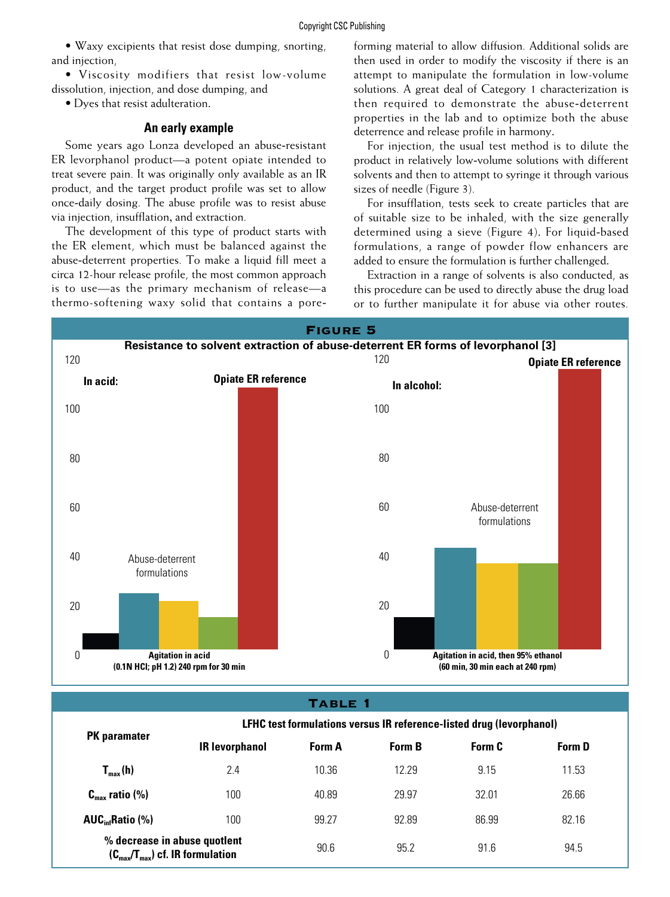- Waxy excipients that resist dose dumping, snorting, and injection,
- Viscosity modifiers that resist low-volume dissolution, injection, and dose dumping, and
- Dyes that resist adulteration.

### An early example

Some years ago Lonza developed an abuse-resistant ER levorphanol product—a potent opiate intended to treat severe pain. It was originally only available as an IR product, and the target product profile was set to allow once-daily dosing. The abuse profile was to resist abuse via injection, insufflation, and extraction.

The development of this type of product starts with the ER element, which must be balanced against the abuse-deterrent properties. To make a liquid fill meet a circa 12-hour release profile, the most common approach is to use—as the primary mechanism of release—a thermo-softening waxy solid that contains a pore-forming material to allow diffusion. Additional solids are then used in order to modify the viscosity if there is an attempt to manipulate the formulation in low-volume solutions. A great deal of Category 1 characterization is then required to demonstrate the abuse-deterrent properties in the lab and to optimize both the abuse deterrence and release profile in harmony.

For injection, the usual test method is to dilute the product in relatively low-volume solutions with different solvents and then to attempt to syringe it through various sizes of needle (Figure 3).

For insufflation, tests seek to create particles that are of suitable size to be inhaled, with the size generally determined using a sieve (Figure 4). For liquid-based formulations, a range of powder flow enhancers are added to ensure the formulation is further challenged.

Extraction in a range of solvents is also conducted, as this procedure can be used to directly abuse the drug load or to further manipulate it for abuse via other routes.

**FIGURE 5**

**Resistance to solvent extraction of abuse-deterrent ER forms of levorphanol [3]**

**In acid:** Abuse-deterrent formulations vs. Opiate ER reference — Agitation in acid (0.1N HCl; pH 1.2) 240 rpm for 30 min

**In alcohol:** Abuse-deterrent formulations vs. Opiate ER reference — Agitation in acid, then 95% ethanol (60 min, 30 min each at 240 rpm)

**TABLE 1**

| PK paramater | LFHC test formulations versus IR reference-listed drug (levorphanol) | | | | |
|---|---|---|---|---|---|
| | IR levorphanol | Form A | Form B | Form C | Form D |
| $T_{max}$ (h) | 2.4 | 10.36 | 12.29 | 9.15 | 11.53 |
| $C_{max}$ ratio (%) | 100 | 40.89 | 29.97 | 32.01 | 26.66 |
| $AUC_{inf}$ Ratio (%) | 100 | 99.27 | 92.89 | 86.99 | 82.16 |
| % decrease in abuse quotient ($C_{max}/T_{max}$) cf. IR formulation | | 90.6 | 95.2 | 91.6 | 94.5 |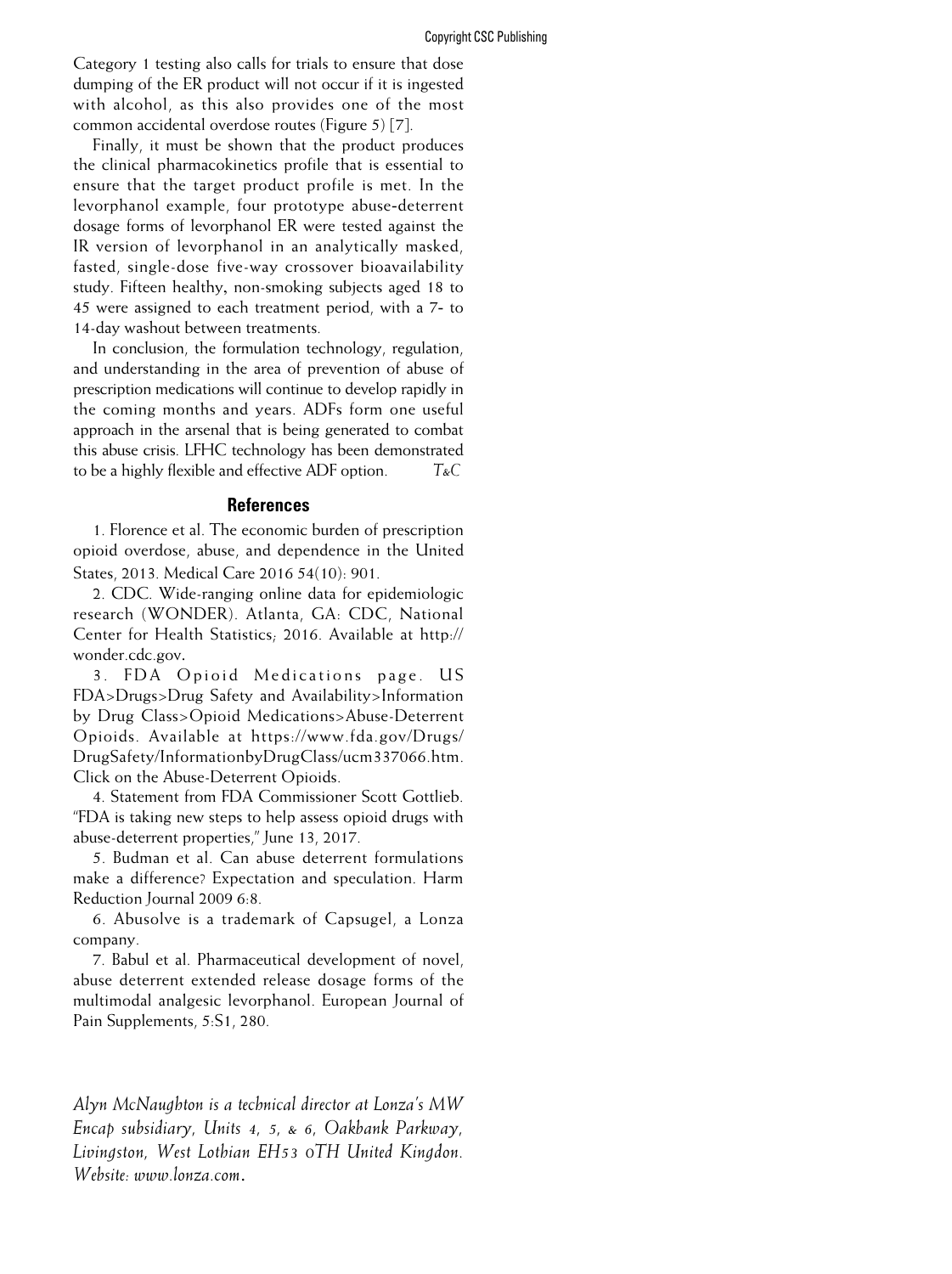Category 1 testing also calls for trials to ensure that dose dumping of the ER product will not occur if it is ingested with alcohol, as this also provides one of the most common accidental overdose routes (Figure 5) [7].

Finally, it must be shown that the product produces the clinical pharmacokinetics profile that is essential to ensure that the target product profile is met. In the levorphanol example, four prototype abuse-deterrent dosage forms of levorphanol ER were tested against the IR version of levorphanol in an analytically masked, fasted, single-dose five-way crossover bioavailability study. Fifteen healthy, non-smoking subjects aged 18 to 45 were assigned to each treatment period, with a 7- to 14-day washout between treatments.

In conclusion, the formulation technology, regulation, and understanding in the area of prevention of abuse of prescription medications will continue to develop rapidly in the coming months and years. ADFs form one useful approach in the arsenal that is being generated to combat this abuse crisis. LFHC technology has been demonstrated to be a highly flexible and effective ADF option. *T&C*

## References

1. Florence et al. The economic burden of prescription opioid overdose, abuse, and dependence in the United States, 2013. Medical Care 2016 54(10): 901.

2. CDC. Wide-ranging online data for epidemiologic research (WONDER). Atlanta, GA: CDC, National Center for Health Statistics; 2016. Available at http://wonder.cdc.gov.

3. FDA Opioid Medications page. US FDA>Drugs>Drug Safety and Availability>Information by Drug Class>Opioid Medications>Abuse-Deterrent Opioids. Available at https://www.fda.gov/Drugs/DrugSafety/InformationbyDrugClass/ucm337066.htm. Click on the Abuse-Deterrent Opioids.

4. Statement from FDA Commissioner Scott Gottlieb. "FDA is taking new steps to help assess opioid drugs with abuse-deterrent properties," June 13, 2017.

5. Budman et al. Can abuse deterrent formulations make a difference? Expectation and speculation. Harm Reduction Journal 2009 6:8.

6. Abusolve is a trademark of Capsugel, a Lonza company.

7. Babul et al. Pharmaceutical development of novel, abuse deterrent extended release dosage forms of the multimodal analgesic levorphanol. European Journal of Pain Supplements, 5:S1, 280.

*Alyn McNaughton is a technical director at Lonza's MW Encap subsidiary, Units 4, 5, & 6, Oakbank Parkway, Livingston, West Lothian EH53 0TH United Kingdom. Website: www.lonza.com.*